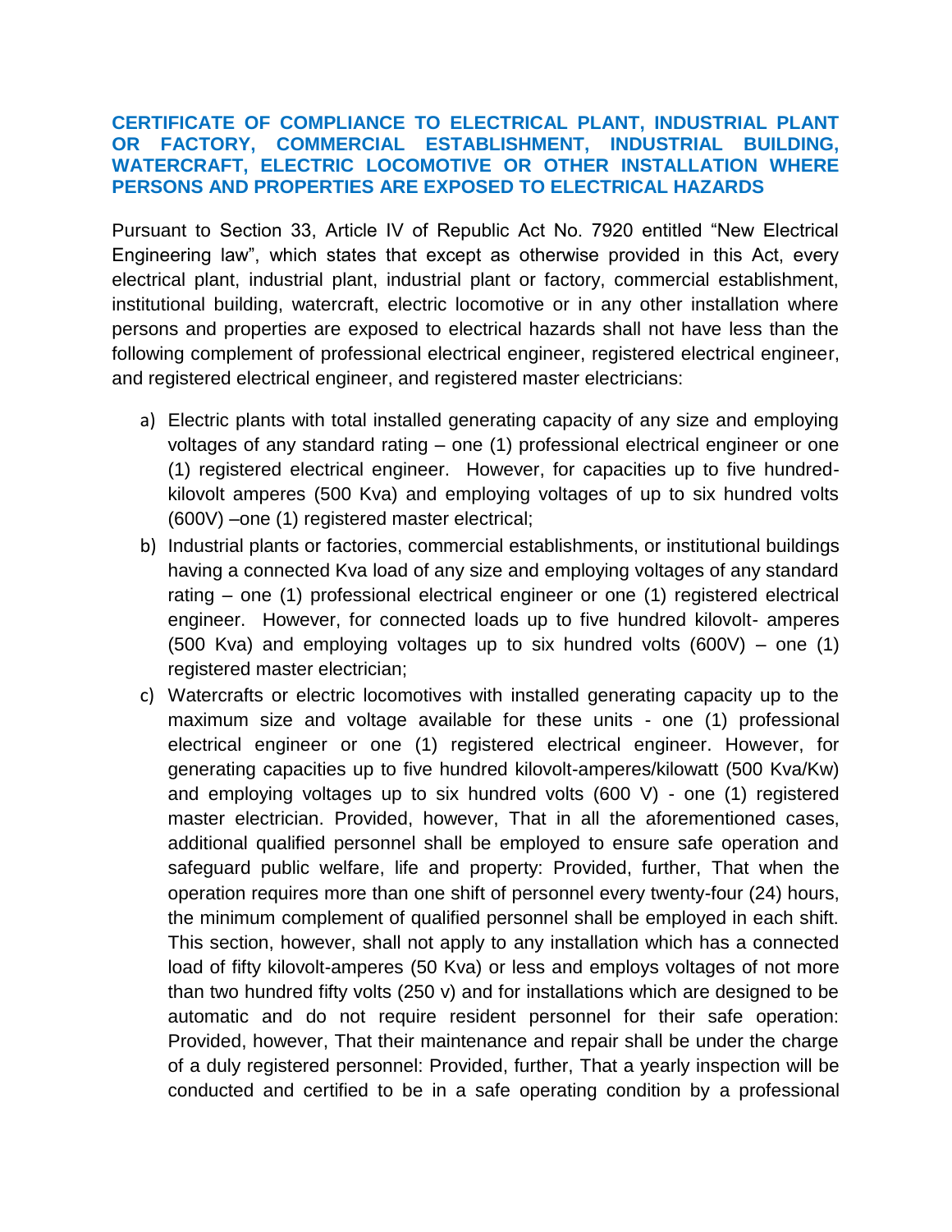## CERTIFICATE OF COMPLIANCE TO ELECTRICAL PLANT, INDUSTRIAL PLANT OR FACTORY, COMMERCIAL ESTABLISHMENT, INDUSTRIAL BUILDING, WATERCRAFT, ELECTRIC LOCOMOTIVE OR OTHER INSTALLATION WHERE PERSONS AND PROPERTIES ARE EXPOSED TO ELECTRICAL HAZARDS

Pursuant to Section 33, Article IV of Republic Act No. 7920 entitled "New Electrical Engineering law", which states that except as otherwise provided in this Act, every electrical plant, industrial plant, industrial plant or factory, commercial establishment, institutional building, watercraft, electric locomotive or in any other installation where persons and properties are exposed to electrical hazards shall not have less than the following complement of professional electrical engineer, registered electrical engineer, and registered electrical engineer, and registered master electricians:

a) Electric plants with total installed generating capacity of any size and employing voltages of any standard rating – one (1) professional electrical engineer or one (1) registered electrical engineer. However, for capacities up to five hundred-kilovolt amperes (500 Kva) and employing voltages of up to six hundred volts (600V) –one (1) registered master electrical;

b) Industrial plants or factories, commercial establishments, or institutional buildings having a connected Kva load of any size and employing voltages of any standard rating – one (1) professional electrical engineer or one (1) registered electrical engineer. However, for connected loads up to five hundred kilovolt- amperes (500 Kva) and employing voltages up to six hundred volts (600V) – one (1) registered master electrician;

c) Watercrafts or electric locomotives with installed generating capacity up to the maximum size and voltage available for these units - one (1) professional electrical engineer or one (1) registered electrical engineer. However, for generating capacities up to five hundred kilovolt-amperes/kilowatt (500 Kva/Kw) and employing voltages up to six hundred volts (600 V) - one (1) registered master electrician. Provided, however, That in all the aforementioned cases, additional qualified personnel shall be employed to ensure safe operation and safeguard public welfare, life and property: Provided, further, That when the operation requires more than one shift of personnel every twenty-four (24) hours, the minimum complement of qualified personnel shall be employed in each shift. This section, however, shall not apply to any installation which has a connected load of fifty kilovolt-amperes (50 Kva) or less and employs voltages of not more than two hundred fifty volts (250 v) and for installations which are designed to be automatic and do not require resident personnel for their safe operation: Provided, however, That their maintenance and repair shall be under the charge of a duly registered personnel: Provided, further, That a yearly inspection will be conducted and certified to be in a safe operating condition by a professional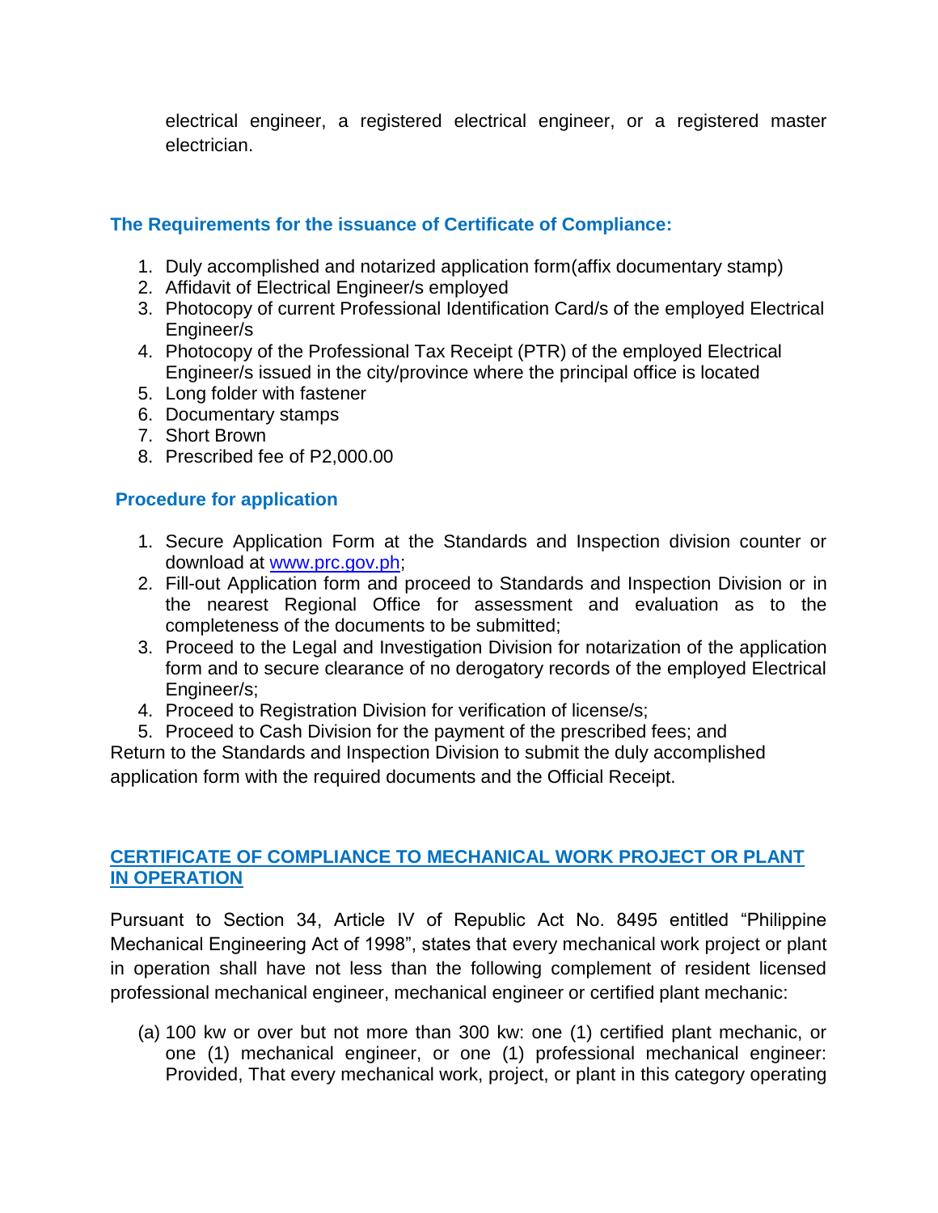electrical engineer, a registered electrical engineer, or a registered master electrician.

### The Requirements for the issuance of Certificate of Compliance:

1. Duly accomplished and notarized application form(affix documentary stamp)
2. Affidavit of Electrical Engineer/s employed
3. Photocopy of current Professional Identification Card/s of the employed Electrical Engineer/s
4. Photocopy of the Professional Tax Receipt (PTR) of the employed Electrical Engineer/s issued in the city/province where the principal office is located
5. Long folder with fastener
6. Documentary stamps
7. Short Brown
8. Prescribed fee of P2,000.00

### Procedure for application

1. Secure Application Form at the Standards and Inspection division counter or download at [www.prc.gov.ph](http://www.prc.gov.ph);
2. Fill-out Application form and proceed to Standards and Inspection Division or in the nearest Regional Office for assessment and evaluation as to the completeness of the documents to be submitted;
3. Proceed to the Legal and Investigation Division for notarization of the application form and to secure clearance of no derogatory records of the employed Electrical Engineer/s;
4. Proceed to Registration Division for verification of license/s;
5. Proceed to Cash Division for the payment of the prescribed fees; and

Return to the Standards and Inspection Division to submit the duly accomplished application form with the required documents and the Official Receipt.

## CERTIFICATE OF COMPLIANCE TO MECHANICAL WORK PROJECT OR PLANT IN OPERATION

Pursuant to Section 34, Article IV of Republic Act No. 8495 entitled "Philippine Mechanical Engineering Act of 1998", states that every mechanical work project or plant in operation shall have not less than the following complement of resident licensed professional mechanical engineer, mechanical engineer or certified plant mechanic:

(a) 100 kw or over but not more than 300 kw: one (1) certified plant mechanic, or one (1) mechanical engineer, or one (1) professional mechanical engineer: Provided, That every mechanical work, project, or plant in this category operating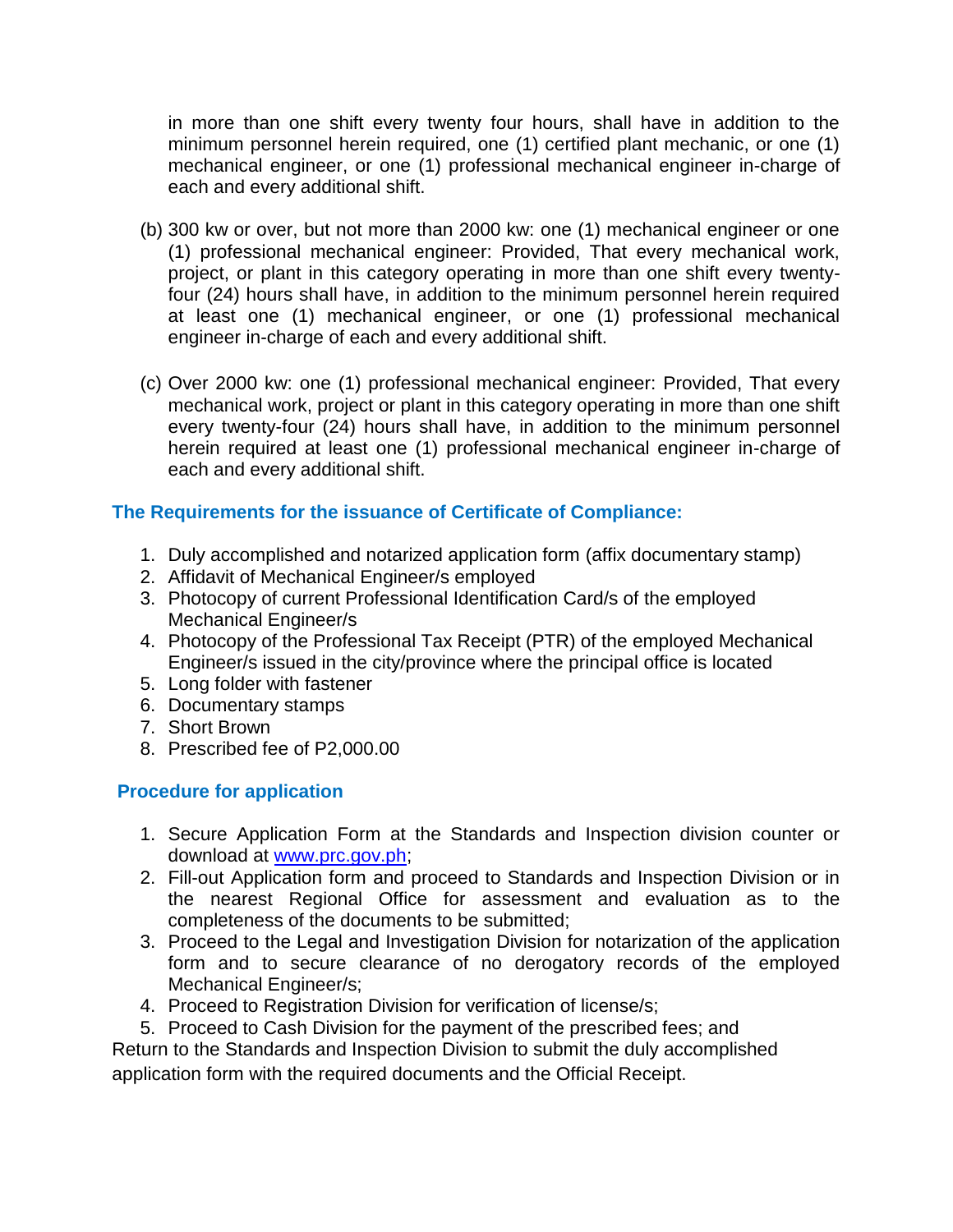in more than one shift every twenty four hours, shall have in addition to the minimum personnel herein required, one (1) certified plant mechanic, or one (1) mechanical engineer, or one (1) professional mechanical engineer in-charge of each and every additional shift.

(b) 300 kw or over, but not more than 2000 kw: one (1) mechanical engineer or one (1) professional mechanical engineer: Provided, That every mechanical work, project, or plant in this category operating in more than one shift every twenty-four (24) hours shall have, in addition to the minimum personnel herein required at least one (1) mechanical engineer, or one (1) professional mechanical engineer in-charge of each and every additional shift.

(c) Over 2000 kw: one (1) professional mechanical engineer: Provided, That every mechanical work, project or plant in this category operating in more than one shift every twenty-four (24) hours shall have, in addition to the minimum personnel herein required at least one (1) professional mechanical engineer in-charge of each and every additional shift.

## The Requirements for the issuance of Certificate of Compliance:

1. Duly accomplished and notarized application form (affix documentary stamp)
2. Affidavit of Mechanical Engineer/s employed
3. Photocopy of current Professional Identification Card/s of the employed Mechanical Engineer/s
4. Photocopy of the Professional Tax Receipt (PTR) of the employed Mechanical Engineer/s issued in the city/province where the principal office is located
5. Long folder with fastener
6. Documentary stamps
7. Short Brown
8. Prescribed fee of P2,000.00

## Procedure for application

1. Secure Application Form at the Standards and Inspection division counter or download at www.prc.gov.ph;
2. Fill-out Application form and proceed to Standards and Inspection Division or in the nearest Regional Office for assessment and evaluation as to the completeness of the documents to be submitted;
3. Proceed to the Legal and Investigation Division for notarization of the application form and to secure clearance of no derogatory records of the employed Mechanical Engineer/s;
4. Proceed to Registration Division for verification of license/s;
5. Proceed to Cash Division for the payment of the prescribed fees; and

Return to the Standards and Inspection Division to submit the duly accomplished application form with the required documents and the Official Receipt.